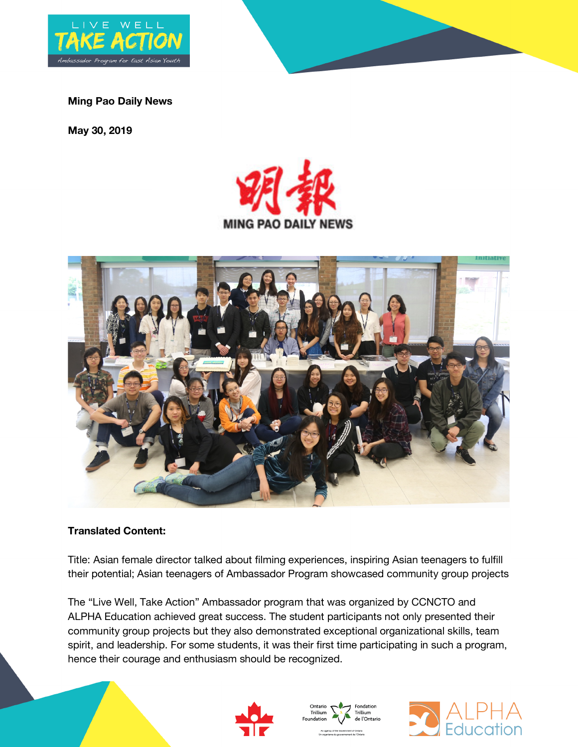**Ming Pao Daily News**

**May 30, 2019**

**Translated Content:**

Title: Asian female director talked about filming experiences, inspiring Asian teenagers to fulfill their potential; Asian teenagers of Ambassador Program showcased community group projects

The "Live Well, Take Action" Ambassador program that was organized by CCNCTO and ALPHA Education achieved great success. The student participants not only presented their community group projects but they also demonstrated exceptional organizational skills, team spirit, and leadership. For some students, it was their first time participating in such a program, hence their courage and enthusiasm should be recognized.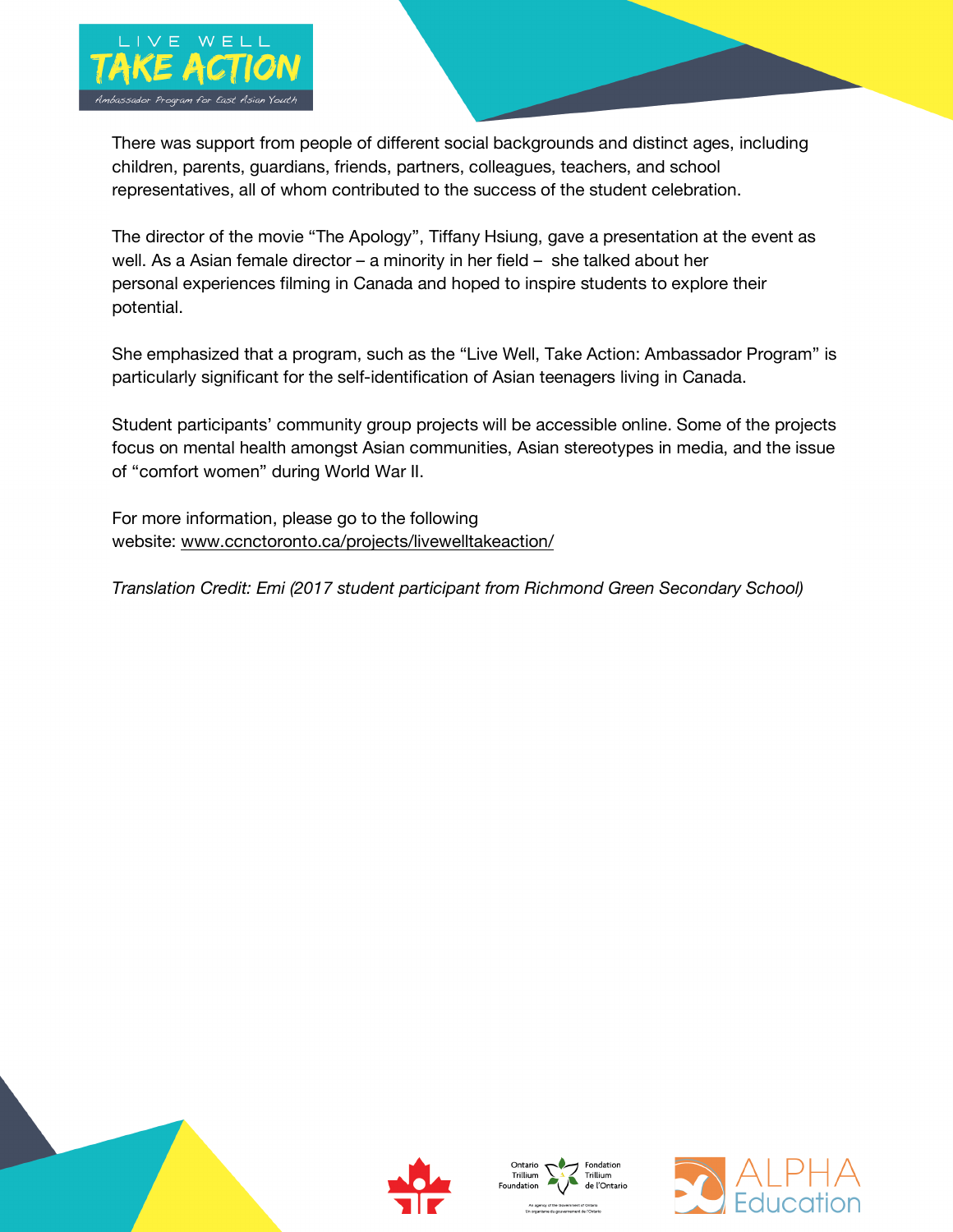There was support from people of different social backgrounds and distinct ages, including children, parents, guardians, friends, partners, colleagues, teachers, and school representatives, all of whom contributed to the success of the student celebration.

The director of the movie "The Apology", Tiffany Hsiung, gave a presentation at the event as well. As a Asian female director – a minority in her field – she talked about her personal experiences filming in Canada and hoped to inspire students to explore their potential.

She emphasized that a program, such as the "Live Well, Take Action: Ambassador Program" is particularly significant for the self-identification of Asian teenagers living in Canada.

Student participants' community group projects will be accessible online. Some of the projects focus on mental health amongst Asian communities, Asian stereotypes in media, and the issue of "comfort women" during World War II.

For more information, please go to the following website: www.ccnctoronto.ca/projects/livewelltakeaction/

*Translation Credit: Emi (2017 student participant from Richmond Green Secondary School)*